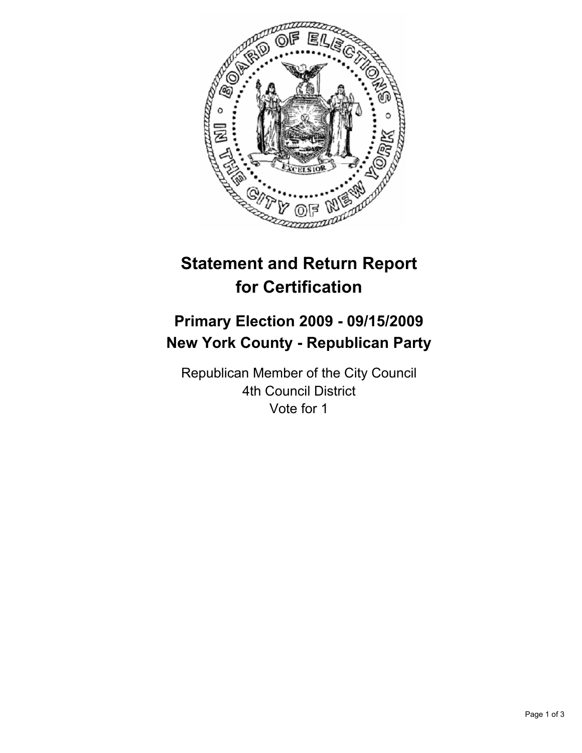# Statement and Return Report for Certification

## Primary Election 2009 - 09/15/2009
## New York County - Republican Party

Republican Member of the City Council
4th Council District
Vote for 1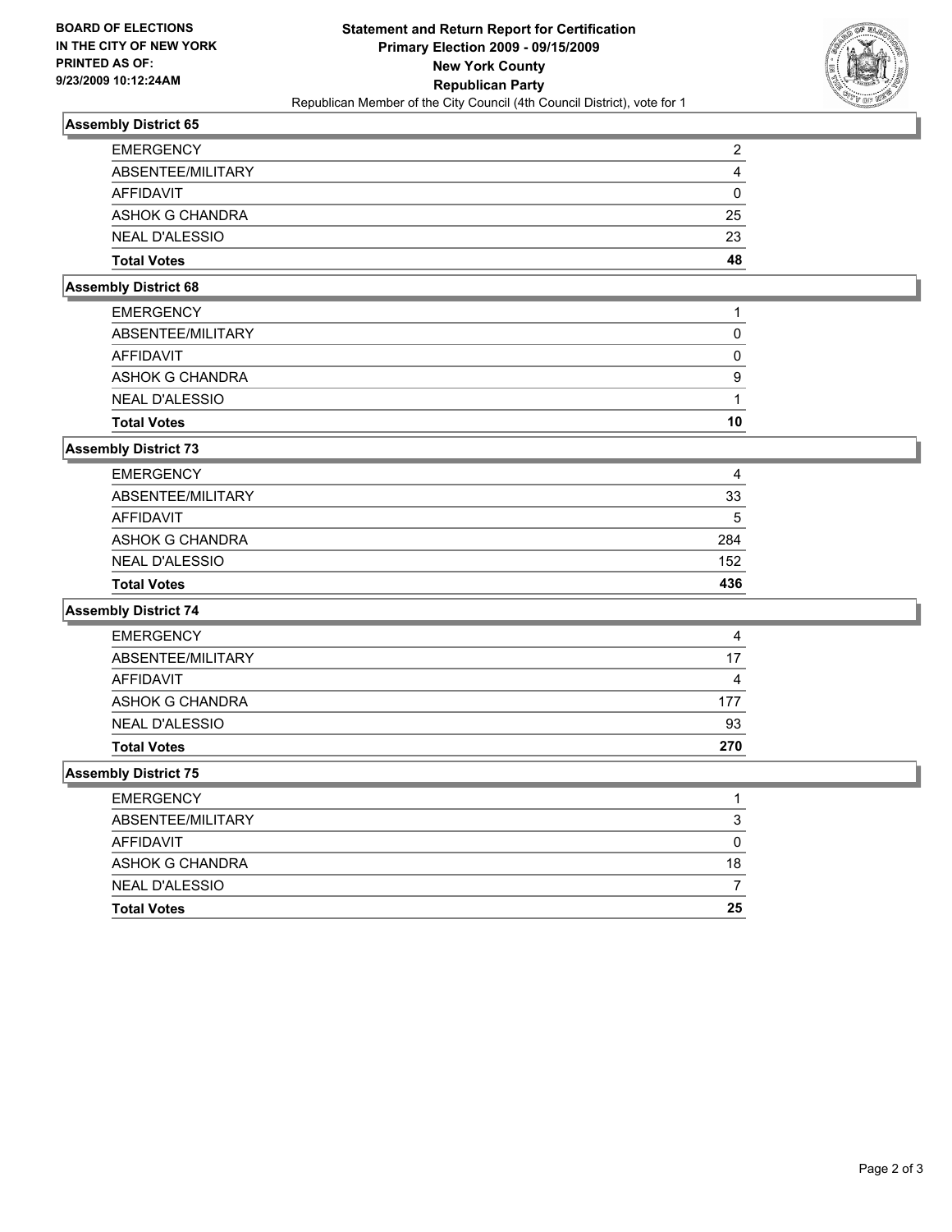BOARD OF ELECTIONS
IN THE CITY OF NEW YORK
PRINTED AS OF:
9/23/2009 10:12:24AM

# Statement and Return Report for Certification
## Primary Election 2009 - 09/15/2009
## New York County
## Republican Party

Republican Member of the City Council (4th Council District), vote for 1

### Assembly District 65

| | |
|---|---|
| EMERGENCY | 2 |
| ABSENTEE/MILITARY | 4 |
| AFFIDAVIT | 0 |
| ASHOK G CHANDRA | 25 |
| NEAL D'ALESSIO | 23 |
| **Total Votes** | **48** |

### Assembly District 68

| | |
|---|---|
| EMERGENCY | 1 |
| ABSENTEE/MILITARY | 0 |
| AFFIDAVIT | 0 |
| ASHOK G CHANDRA | 9 |
| NEAL D'ALESSIO | 1 |
| **Total Votes** | **10** |

### Assembly District 73

| | |
|---|---|
| EMERGENCY | 4 |
| ABSENTEE/MILITARY | 33 |
| AFFIDAVIT | 5 |
| ASHOK G CHANDRA | 284 |
| NEAL D'ALESSIO | 152 |
| **Total Votes** | **436** |

### Assembly District 74

| | |
|---|---|
| EMERGENCY | 4 |
| ABSENTEE/MILITARY | 17 |
| AFFIDAVIT | 4 |
| ASHOK G CHANDRA | 177 |
| NEAL D'ALESSIO | 93 |
| **Total Votes** | **270** |

### Assembly District 75

| | |
|---|---|
| EMERGENCY | 1 |
| ABSENTEE/MILITARY | 3 |
| AFFIDAVIT | 0 |
| ASHOK G CHANDRA | 18 |
| NEAL D'ALESSIO | 7 |
| **Total Votes** | **25** |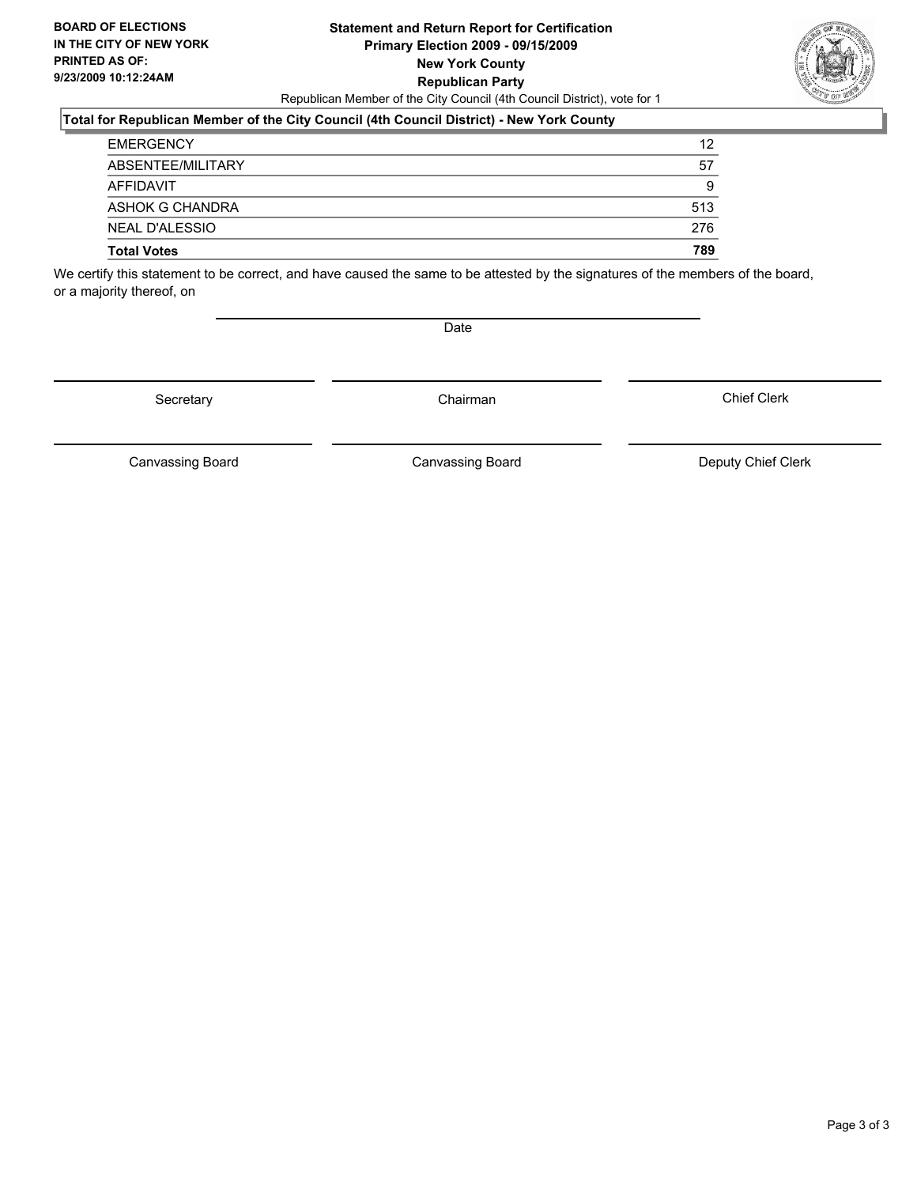**BOARD OF ELECTIONS IN THE CITY OF NEW YORK PRINTED AS OF: 9/23/2009 10:12:24AM**

**Statement and Return Report for Certification**
**Primary Election 2009 - 09/15/2009**
**New York County**
**Republican Party**

Republican Member of the City Council (4th Council District), vote for 1

**Total for Republican Member of the City Council (4th Council District) - New York County**

| | |
|---|---|
| EMERGENCY | 12 |
| ABSENTEE/MILITARY | 57 |
| AFFIDAVIT | 9 |
| ASHOK G CHANDRA | 513 |
| NEAL D'ALESSIO | 276 |
| **Total Votes** | **789** |

We certify this statement to be correct, and have caused the same to be attested by the signatures of the members of the board, or a majority thereof, on

Date

Secretary

Chairman

Chief Clerk

Canvassing Board

Canvassing Board

Deputy Chief Clerk